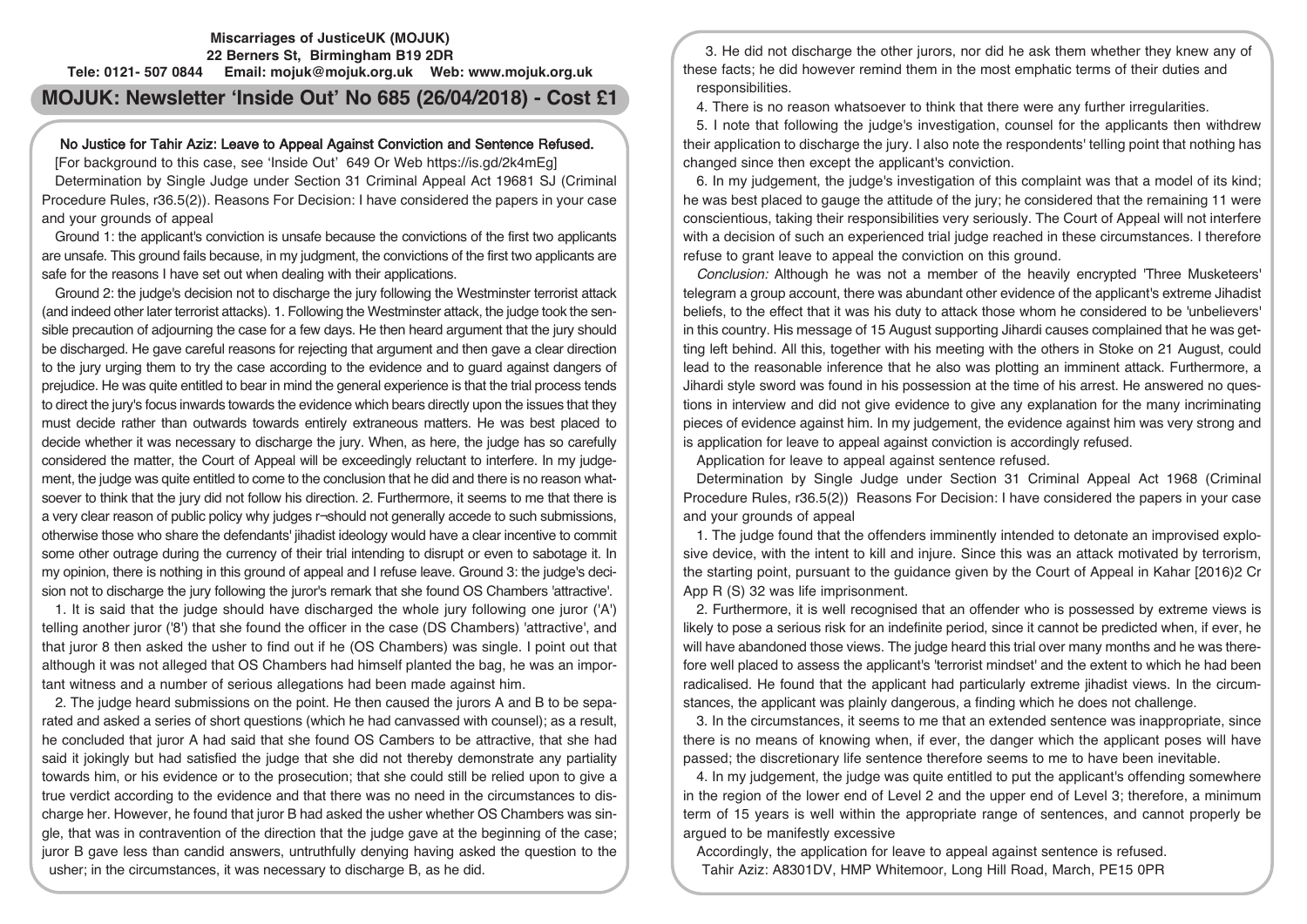**Miscarriages of JusticeUK (MOJUK)**
**22 Berners St, Birmingham B19 2DR**
**Tele: 0121- 507 0844 Email: mojuk@mojuk.org.uk Web: www.mojuk.org.uk**

# MOJUK: Newsletter 'Inside Out' No 685 (26/04/2018) - Cost £1

## No Justice for Tahir Aziz: Leave to Appeal Against Conviction and Sentence Refused.

[For background to this case, see 'Inside Out' 649 Or Web https://is.gd/2k4mEg]

Determination by Single Judge under Section 31 Criminal Appeal Act 19681 SJ (Criminal Procedure Rules, r36.5(2)). Reasons For Decision: I have considered the papers in your case and your grounds of appeal

Ground 1: the applicant's conviction is unsafe because the convictions of the first two applicants are unsafe. This ground fails because, in my judgment, the convictions of the first two applicants are safe for the reasons I have set out when dealing with their applications.

Ground 2: the judge's decision not to discharge the jury following the Westminster terrorist attack (and indeed other later terrorist attacks). 1. Following the Westminster attack, the judge took the sensible precaution of adjourning the case for a few days. He then heard argument that the jury should be discharged. He gave careful reasons for rejecting that argument and then gave a clear direction to the jury urging them to try the case according to the evidence and to guard against dangers of prejudice. He was quite entitled to bear in mind the general experience is that the trial process tends to direct the jury's focus inwards towards the evidence which bears directly upon the issues that they must decide rather than outwards towards entirely extraneous matters. He was best placed to decide whether it was necessary to discharge the jury. When, as here, the judge has so carefully considered the matter, the Court of Appeal will be exceedingly reluctant to interfere. In my judgement, the judge was quite entitled to come to the conclusion that he did and there is no reason whatsoever to think that the jury did not follow his direction. 2. Furthermore, it seems to me that there is a very clear reason of public policy why judges r¬should not generally accede to such submissions, otherwise those who share the defendants' jihadist ideology would have a clear incentive to commit some other outrage during the currency of their trial intending to disrupt or even to sabotage it. In my opinion, there is nothing in this ground of appeal and I refuse leave. Ground 3: the judge's decision not to discharge the jury following the juror's remark that she found OS Chambers 'attractive'.

1. It is said that the judge should have discharged the whole jury following one juror ('A') telling another juror ('8') that she found the officer in the case (DS Chambers) 'attractive', and that juror 8 then asked the usher to find out if he (OS Chambers) was single. I point out that although it was not alleged that OS Chambers had himself planted the bag, he was an important witness and a number of serious allegations had been made against him.

2. The judge heard submissions on the point. He then caused the jurors A and B to be separated and asked a series of short questions (which he had canvassed with counsel); as a result, he concluded that juror A had said that she found OS Cambers to be attractive, that she had said it jokingly but had satisfied the judge that she did not thereby demonstrate any partiality towards him, or his evidence or to the prosecution; that she could still be relied upon to give a true verdict according to the evidence and that there was no need in the circumstances to discharge her. However, he found that juror B had asked the usher whether OS Chambers was single, that was in contravention of the direction that the judge gave at the beginning of the case; juror B gave less than candid answers, untruthfully denying having asked the question to the usher; in the circumstances, it was necessary to discharge B, as he did.

3. He did not discharge the other jurors, nor did he ask them whether they knew any of these facts; he did however remind them in the most emphatic terms of their duties and responsibilities.

4. There is no reason whatsoever to think that there were any further irregularities.

5. I note that following the judge's investigation, counsel for the applicants then withdrew their application to discharge the jury. I also note the respondents' telling point that nothing has changed since then except the applicant's conviction.

6. In my judgement, the judge's investigation of this complaint was that a model of its kind; he was best placed to gauge the attitude of the jury; he considered that the remaining 11 were conscientious, taking their responsibilities very seriously. The Court of Appeal will not interfere with a decision of such an experienced trial judge reached in these circumstances. I therefore refuse to grant leave to appeal the conviction on this ground.

*Conclusion:* Although he was not a member of the heavily encrypted 'Three Musketeers' telegram a group account, there was abundant other evidence of the applicant's extreme Jihadist beliefs, to the effect that it was his duty to attack those whom he considered to be 'unbelievers' in this country. His message of 15 August supporting Jihardi causes complained that he was getting left behind. All this, together with his meeting with the others in Stoke on 21 August, could lead to the reasonable inference that he also was plotting an imminent attack. Furthermore, a Jihardi style sword was found in his possession at the time of his arrest. He answered no questions in interview and did not give evidence to give any explanation for the many incriminating pieces of evidence against him. In my judgement, the evidence against him was very strong and is application for leave to appeal against conviction is accordingly refused.

Application for leave to appeal against sentence refused.

Determination by Single Judge under Section 31 Criminal Appeal Act 1968 (Criminal Procedure Rules, r36.5(2)) Reasons For Decision: I have considered the papers in your case and your grounds of appeal

1. The judge found that the offenders imminently intended to detonate an improvised explosive device, with the intent to kill and injure. Since this was an attack motivated by terrorism, the starting point, pursuant to the guidance given by the Court of Appeal in Kahar [2016)2 Cr App R (S) 32 was life imprisonment.

2. Furthermore, it is well recognised that an offender who is possessed by extreme views is likely to pose a serious risk for an indefinite period, since it cannot be predicted when, if ever, he will have abandoned those views. The judge heard this trial over many months and he was therefore well placed to assess the applicant's 'terrorist mindset' and the extent to which he had been radicalised. He found that the applicant had particularly extreme jihadist views. In the circumstances, the applicant was plainly dangerous, a finding which he does not challenge.

3. In the circumstances, it seems to me that an extended sentence was inappropriate, since there is no means of knowing when, if ever, the danger which the applicant poses will have passed; the discretionary life sentence therefore seems to me to have been inevitable.

4. In my judgement, the judge was quite entitled to put the applicant's offending somewhere in the region of the lower end of Level 2 and the upper end of Level 3; therefore, a minimum term of 15 years is well within the appropriate range of sentences, and cannot properly be argued to be manifestly excessive

Accordingly, the application for leave to appeal against sentence is refused.

Tahir Aziz: A8301DV, HMP Whitemoor, Long Hill Road, March, PE15 0PR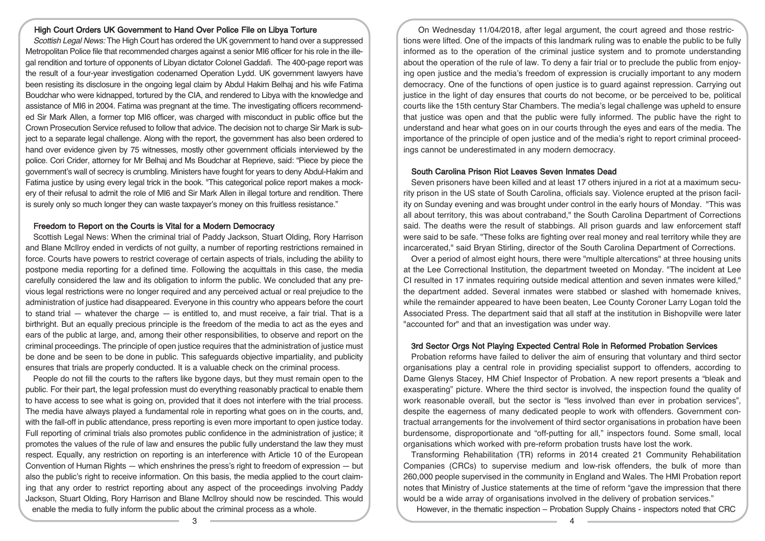### High Court Orders UK Government to Hand Over Police File on Libya Torture

*Scottish Legal News:* The High Court has ordered the UK government to hand over a suppressed Metropolitan Police file that recommended charges against a senior MI6 officer for his role in the illegal rendition and torture of opponents of Libyan dictator Colonel Gaddafi. The 400-page report was the result of a four-year investigation codenamed Operation Lydd. UK government lawyers have been resisting its disclosure in the ongoing legal claim by Abdul Hakim Belhaj and his wife Fatima Boudchar who were kidnapped, tortured by the CIA, and rendered to Libya with the knowledge and assistance of MI6 in 2004. Fatima was pregnant at the time. The investigating officers recommended Sir Mark Allen, a former top MI6 officer, was charged with misconduct in public office but the Crown Prosecution Service refused to follow that advice. The decision not to charge Sir Mark is subject to a separate legal challenge. Along with the report, the government has also been ordered to hand over evidence given by 75 witnesses, mostly other government officials interviewed by the police. Cori Crider, attorney for Mr Belhaj and Ms Boudchar at Reprieve, said: "Piece by piece the government's wall of secrecy is crumbling. Ministers have fought for years to deny Abdul-Hakim and Fatima justice by using every legal trick in the book. "This categorical police report makes a mockery of their refusal to admit the role of MI6 and Sir Mark Allen in illegal torture and rendition. There is surely only so much longer they can waste taxpayer's money on this fruitless resistance."

### Freedom to Report on the Courts is Vital for a Modern Democracy

Scottish Legal News: When the criminal trial of Paddy Jackson, Stuart Olding, Rory Harrison and Blane McIlroy ended in verdicts of not guilty, a number of reporting restrictions remained in force. Courts have powers to restrict coverage of certain aspects of trials, including the ability to postpone media reporting for a defined time. Following the acquittals in this case, the media carefully considered the law and its obligation to inform the public. We concluded that any previous legal restrictions were no longer required and any perceived actual or real prejudice to the administration of justice had disappeared. Everyone in this country who appears before the court to stand trial — whatever the charge — is entitled to, and must receive, a fair trial. That is a birthright. But an equally precious principle is the freedom of the media to act as the eyes and ears of the public at large, and, among their other responsibilities, to observe and report on the criminal proceedings. The principle of open justice requires that the administration of justice must be done and be seen to be done in public. This safeguards objective impartiality, and publicity ensures that trials are properly conducted. It is a valuable check on the criminal process.

People do not fill the courts to the rafters like bygone days, but they must remain open to the public. For their part, the legal profession must do everything reasonably practical to enable them to have access to see what is going on, provided that it does not interfere with the trial process. The media have always played a fundamental role in reporting what goes on in the courts, and, with the fall-off in public attendance, press reporting is even more important to open justice today. Full reporting of criminal trials also promotes public confidence in the administration of justice; it promotes the values of the rule of law and ensures the public fully understand the law they must respect. Equally, any restriction on reporting is an interference with Article 10 of the European Convention of Human Rights — which enshrines the press's right to freedom of expression — but also the public's right to receive information. On this basis, the media applied to the court claiming that any order to restrict reporting about any aspect of the proceedings involving Paddy Jackson, Stuart Olding, Rory Harrison and Blane McIlroy should now be rescinded. This would enable the media to fully inform the public about the criminal process as a whole.

On Wednesday 11/04/2018, after legal argument, the court agreed and those restrictions were lifted. One of the impacts of this landmark ruling was to enable the public to be fully informed as to the operation of the criminal justice system and to promote understanding about the operation of the rule of law. To deny a fair trial or to preclude the public from enjoying open justice and the media's freedom of expression is crucially important to any modern democracy. One of the functions of open justice is to guard against repression. Carrying out justice in the light of day ensures that courts do not become, or be perceived to be, political courts like the 15th century Star Chambers. The media's legal challenge was upheld to ensure that justice was open and that the public were fully informed. The public have the right to understand and hear what goes on in our courts through the eyes and ears of the media. The importance of the principle of open justice and of the media's right to report criminal proceedings cannot be underestimated in any modern democracy.

### South Carolina Prison Riot Leaves Seven Inmates Dead

Seven prisoners have been killed and at least 17 others injured in a riot at a maximum security prison in the US state of South Carolina, officials say. Violence erupted at the prison facility on Sunday evening and was brought under control in the early hours of Monday. "This was all about territory, this was about contraband," the South Carolina Department of Corrections said. The deaths were the result of stabbings. All prison guards and law enforcement staff were said to be safe. "These folks are fighting over real money and real territory while they are incarcerated," said Bryan Stirling, director of the South Carolina Department of Corrections.

Over a period of almost eight hours, there were "multiple altercations" at three housing units at the Lee Correctional Institution, the department tweeted on Monday. "The incident at Lee CI resulted in 17 inmates requiring outside medical attention and seven inmates were killed," the department added. Several inmates were stabbed or slashed with homemade knives, while the remainder appeared to have been beaten, Lee County Coroner Larry Logan told the Associated Press. The department said that all staff at the institution in Bishopville were later "accounted for" and that an investigation was under way.

### 3rd Sector Orgs Not Playing Expected Central Role in Reformed Probation Services

Probation reforms have failed to deliver the aim of ensuring that voluntary and third sector organisations play a central role in providing specialist support to offenders, according to Dame Glenys Stacey, HM Chief Inspector of Probation. A new report presents a "bleak and exasperating" picture. Where the third sector is involved, the inspection found the quality of work reasonable overall, but the sector is "less involved than ever in probation services", despite the eagerness of many dedicated people to work with offenders. Government contractual arrangements for the involvement of third sector organisations in probation have been burdensome, disproportionate and "off-putting for all," inspectors found. Some small, local organisations which worked with pre-reform probation trusts have lost the work.

Transforming Rehabilitation (TR) reforms in 2014 created 21 Community Rehabilitation Companies (CRCs) to supervise medium and low-risk offenders, the bulk of more than 260,000 people supervised in the community in England and Wales. The HMI Probation report notes that Ministry of Justice statements at the time of reform "gave the impression that there would be a wide array of organisations involved in the delivery of probation services."

However, in the thematic inspection – Probation Supply Chains - inspectors noted that CRC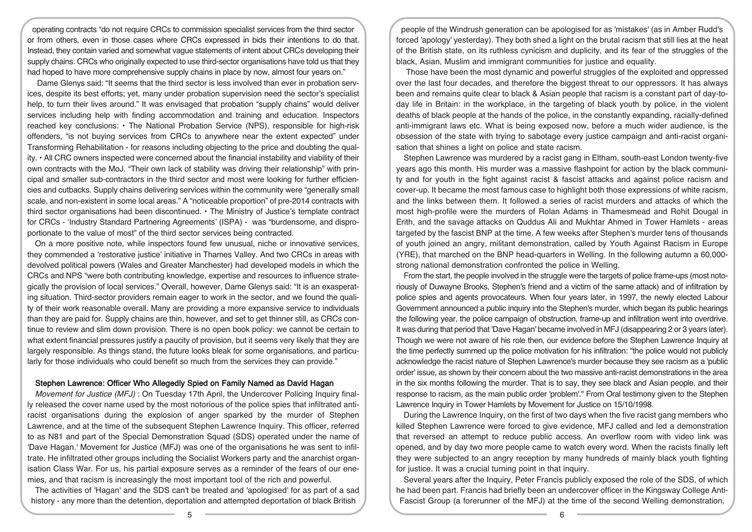operating contracts "do not require CRCs to commission specialist services from the third sector or from others, even in those cases where CRCs expressed in bids their intentions to do that. Instead, they contain varied and somewhat vague statements of intent about CRCs developing their supply chains. CRCs who originally expected to use third-sector organisations have told us that they had hoped to have more comprehensive supply chains in place by now, almost four years on."

Dame Glenys said: "It seems that the third sector is less involved than ever in probation services, despite its best efforts; yet, many under probation supervision need the sector's specialist help, to turn their lives around." It was envisaged that probation "supply chains" would deliver services including help with finding accommodation and training and education. Inspectors reached key conclusions: • The National Probation Service (NPS), responsible for high-risk offenders, "is not buying services from CRCs to anywhere near the extent expected" under Transforming Rehabilitation - for reasons including objecting to the price and doubting the quality. • All CRC owners inspected were concerned about the financial instability and viability of their own contracts with the MoJ. "Their own lack of stability was driving their relationship" with principal and smaller sub-contractors in the third sector and most were looking for further efficiencies and cutbacks. Supply chains delivering services within the community were "generally small scale, and non-existent in some local areas." A "noticeable proportion" of pre-2014 contracts with third sector organisations had been discontinued. • The Ministry of Justice's template contract for CRCs - 'Industry Standard Partnering Agreements' (ISPA) - was "burdensome, and disproportionate to the value of most" of the third sector services being contracted.

On a more positive note, while inspectors found few unusual, niche or innovative services, they commended a 'restorative justice' initiative in Thames Valley. And two CRCs in areas with devolved political powers (Wales and Greater Manchester) had developed models in which the CRCs and NPS "were both contributing knowledge, expertise and resources to influence strategically the provision of local services." Overall, however, Dame Glenys said: "It is an exasperating situation. Third-sector providers remain eager to work in the sector, and we found the quality of their work reasonable overall. Many are providing a more expansive service to individuals than they are paid for. Supply chains are thin, however, and set to get thinner still, as CRCs continue to review and slim down provision. There is no open book policy: we cannot be certain to what extent financial pressures justify a paucity of provision, but it seems very likely that they are largely responsible. As things stand, the future looks bleak for some organisations, and particularly for those individuals who could benefit so much from the services they can provide."

## Stephen Lawrence: Officer Who Allegedly Spied on Family Named as David Hagan

*Movement for Justice (MFJ)* : On Tuesday 17th April, the Undercover Policing Inquiry finally released the cover name used by the most notorious of the police spies that infiltrated anti-racist organisations during the explosion of anger sparked by the murder of Stephen Lawrence, and at the time of the subsequent Stephen Lawrence Inquiry. This officer, referred to as N81 and part of the Special Demonstration Squad (SDS) operated under the name of 'Dave Hagan.' Movement for Justice (MFJ) was one of the organisations he was sent to infiltrate. He infiltrated other groups including the Socialist Workers party and the anarchist organisation Class War. For us, his partial exposure serves as a reminder of the fears of our enemies, and that racism is increasingly the most important tool of the rich and powerful.

The activities of 'Hagan' and the SDS can't be treated and 'apologised' for as part of a sad history - any more than the detention, deportation and attempted deportation of black British people of the Windrush generation can be apologised for as 'mistakes' (as in Amber Rudd's forced 'apology' yesterday). They both shed a light on the brutal racism that still lies at the heat of the British state, on its ruthless cynicism and duplicity, and its fear of the struggles of the black, Asian, Muslim and immigrant communities for justice and equality.

Those have been the most dynamic and powerful struggles of the exploited and oppressed over the last four decades, and therefore the biggest threat to our oppressors. It has always been and remains quite clear to black & Asian people that racism is a constant part of day-to-day life in Britain: in the workplace, in the targeting of black youth by police, in the violent deaths of black people at the hands of the police, in the constantly expanding, racially-defined anti-immigrant laws etc. What is being exposed now, before a much wider audience, is the obsession of the state with trying to sabotage every justice campaign and anti-racist organisation that shines a light on police and state racism.

Stephen Lawrence was murdered by a racist gang in Eltham, south-east London twenty-five years ago this month. His murder was a massive flashpoint for action by the black community and for youth in the fight against racist & fascist attacks and against police racism and cover-up. It became the most famous case to highlight both those expressions of white racism, and the links between them. It followed a series of racist murders and attacks of which the most high-profile were the murders of Rolan Adams in Thamesmead and Rohit Dougal in Erith, and the savage attacks on Quddus Ali and Mukhtar Ahmed in Tower Hamlets - areas targeted by the fascist BNP at the time. A few weeks after Stephen's murder tens of thousands of youth joined an angry, militant demonstration, called by Youth Against Racism in Europe (YRE), that marched on the BNP head-quarters in Welling. In the following autumn a 60,000-strong national demonstration confronted the police in Welling.

From the start, the people involved in the struggle were the targets of police frame-ups (most notoriously of Duwayne Brooks, Stephen's friend and a victim of the same attack) and of infiltration by police spies and agents provocateurs. When four years later, in 1997, the newly elected Labour Government announced a public inquiry into the Stephen's murder, which began its public hearings the following year, the police campaign of obstruction, frame-up and infiltration went into overdrive. It was during that period that 'Dave Hagan' became involved in MFJ (disappearing 2 or 3 years later). Though we were not aware of his role then, our evidence before the Stephen Lawrence Inquiry at the time perfectly summed up the police motivation for his infiltration: "the police would not publicly acknowledge the racist nature of Stephen Lawrence's murder because they see racism as a 'public order' issue, as shown by their concern about the two massive anti-racist demonstrations in the area in the six months following the murder. That is to say, they see black and Asian people, and their response to racism, as the main public order 'problem'." From Oral testimony given to the Stephen Lawrence Inquiry in Tower Hamlets by Movement for Justice on 15/10/1998.

During the Lawrence Inquiry, on the first of two days when the five racist gang members who killed Stephen Lawrence were forced to give evidence, MFJ called and led a demonstration that reversed an attempt to reduce public access. An overflow room with video link was opened, and by day two more people came to watch every word. When the racists finally left they were subjected to an angry reception by many hundreds of mainly black youth fighting for justice. It was a crucial turning point in that inquiry.

Several years after the Inquiry, Peter Francis publicly exposed the role of the SDS, of which he had been part. Francis had briefly been an undercover officer in the Kingsway College Anti-Fascist Group (a forerunner of the MFJ) at the time of the second Welling demonstration,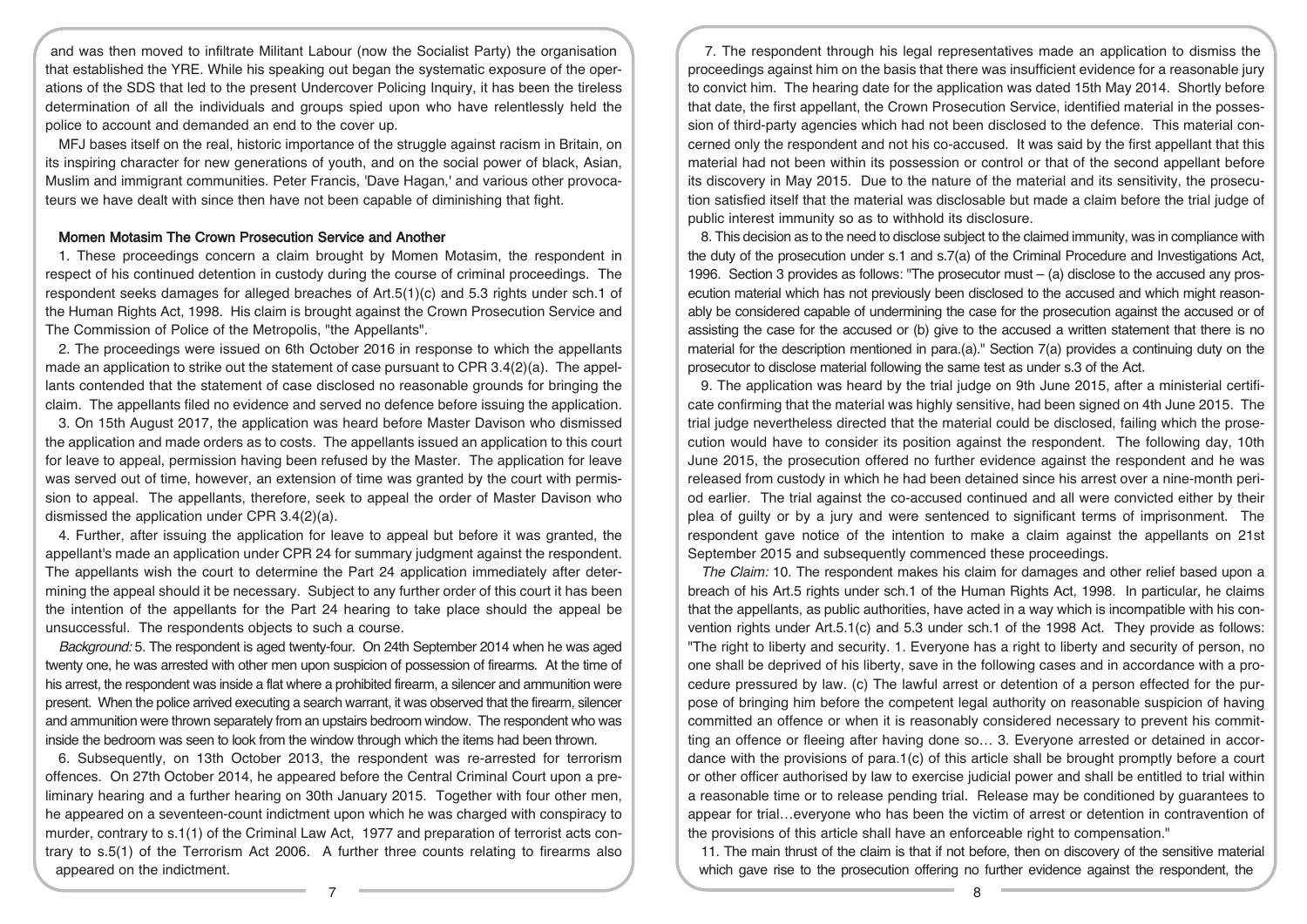and was then moved to infiltrate Militant Labour (now the Socialist Party) the organisation that established the YRE. While his speaking out began the systematic exposure of the operations of the SDS that led to the present Undercover Policing Inquiry, it has been the tireless determination of all the individuals and groups spied upon who have relentlessly held the police to account and demanded an end to the cover up.

MFJ bases itself on the real, historic importance of the struggle against racism in Britain, on its inspiring character for new generations of youth, and on the social power of black, Asian, Muslim and immigrant communities. Peter Francis, 'Dave Hagan,' and various other provocateurs we have dealt with since then have not been capable of diminishing that fight.

### Momen Motasim The Crown Prosecution Service and Another

1. These proceedings concern a claim brought by Momen Motasim, the respondent in respect of his continued detention in custody during the course of criminal proceedings. The respondent seeks damages for alleged breaches of Art.5(1)(c) and 5.3 rights under sch.1 of the Human Rights Act, 1998. His claim is brought against the Crown Prosecution Service and The Commission of Police of the Metropolis, "the Appellants".

2. The proceedings were issued on 6th October 2016 in response to which the appellants made an application to strike out the statement of case pursuant to CPR 3.4(2)(a). The appellants contended that the statement of case disclosed no reasonable grounds for bringing the claim. The appellants filed no evidence and served no defence before issuing the application.

3. On 15th August 2017, the application was heard before Master Davison who dismissed the application and made orders as to costs. The appellants issued an application to this court for leave to appeal, permission having been refused by the Master. The application for leave was served out of time, however, an extension of time was granted by the court with permission to appeal. The appellants, therefore, seek to appeal the order of Master Davison who dismissed the application under CPR 3.4(2)(a).

4. Further, after issuing the application for leave to appeal but before it was granted, the appellant's made an application under CPR 24 for summary judgment against the respondent. The appellants wish the court to determine the Part 24 application immediately after determining the appeal should it be necessary. Subject to any further order of this court it has been the intention of the appellants for the Part 24 hearing to take place should the appeal be unsuccessful. The respondents objects to such a course.

*Background:* 5. The respondent is aged twenty-four. On 24th September 2014 when he was aged twenty one, he was arrested with other men upon suspicion of possession of firearms. At the time of his arrest, the respondent was inside a flat where a prohibited firearm, a silencer and ammunition were present. When the police arrived executing a search warrant, it was observed that the firearm, silencer and ammunition were thrown separately from an upstairs bedroom window. The respondent who was inside the bedroom was seen to look from the window through which the items had been thrown.

6. Subsequently, on 13th October 2013, the respondent was re-arrested for terrorism offences. On 27th October 2014, he appeared before the Central Criminal Court upon a preliminary hearing and a further hearing on 30th January 2015. Together with four other men, he appeared on a seventeen-count indictment upon which he was charged with conspiracy to murder, contrary to s.1(1) of the Criminal Law Act, 1977 and preparation of terrorist acts contrary to s.5(1) of the Terrorism Act 2006. A further three counts relating to firearms also appeared on the indictment.

7. The respondent through his legal representatives made an application to dismiss the proceedings against him on the basis that there was insufficient evidence for a reasonable jury to convict him. The hearing date for the application was dated 15th May 2014. Shortly before that date, the first appellant, the Crown Prosecution Service, identified material in the possession of third-party agencies which had not been disclosed to the defence. This material concerned only the respondent and not his co-accused. It was said by the first appellant that this material had not been within its possession or control or that of the second appellant before its discovery in May 2015. Due to the nature of the material and its sensitivity, the prosecution satisfied itself that the material was disclosable but made a claim before the trial judge of public interest immunity so as to withhold its disclosure.

8. This decision as to the need to disclose subject to the claimed immunity, was in compliance with the duty of the prosecution under s.1 and s.7(a) of the Criminal Procedure and Investigations Act, 1996. Section 3 provides as follows: "The prosecutor must – (a) disclose to the accused any prosecution material which has not previously been disclosed to the accused and which might reasonably be considered capable of undermining the case for the prosecution against the accused or of assisting the case for the accused or (b) give to the accused a written statement that there is no material for the description mentioned in para.(a)." Section 7(a) provides a continuing duty on the prosecutor to disclose material following the same test as under s.3 of the Act.

9. The application was heard by the trial judge on 9th June 2015, after a ministerial certificate confirming that the material was highly sensitive, had been signed on 4th June 2015. The trial judge nevertheless directed that the material could be disclosed, failing which the prosecution would have to consider its position against the respondent. The following day, 10th June 2015, the prosecution offered no further evidence against the respondent and he was released from custody in which he had been detained since his arrest over a nine-month period earlier. The trial against the co-accused continued and all were convicted either by their plea of guilty or by a jury and were sentenced to significant terms of imprisonment. The respondent gave notice of the intention to make a claim against the appellants on 21st September 2015 and subsequently commenced these proceedings.

*The Claim:* 10. The respondent makes his claim for damages and other relief based upon a breach of his Art.5 rights under sch.1 of the Human Rights Act, 1998. In particular, he claims that the appellants, as public authorities, have acted in a way which is incompatible with his convention rights under Art.5.1(c) and 5.3 under sch.1 of the 1998 Act. They provide as follows: "The right to liberty and security. 1. Everyone has a right to liberty and security of person, no one shall be deprived of his liberty, save in the following cases and in accordance with a procedure pressured by law. (c) The lawful arrest or detention of a person effected for the purpose of bringing him before the competent legal authority on reasonable suspicion of having committed an offence or when it is reasonably considered necessary to prevent his committing an offence or fleeing after having done so… 3. Everyone arrested or detained in accordance with the provisions of para.1(c) of this article shall be brought promptly before a court or other officer authorised by law to exercise judicial power and shall be entitled to trial within a reasonable time or to release pending trial. Release may be conditioned by guarantees to appear for trial…everyone who has been the victim of arrest or detention in contravention of the provisions of this article shall have an enforceable right to compensation."

11. The main thrust of the claim is that if not before, then on discovery of the sensitive material which gave rise to the prosecution offering no further evidence against the respondent, the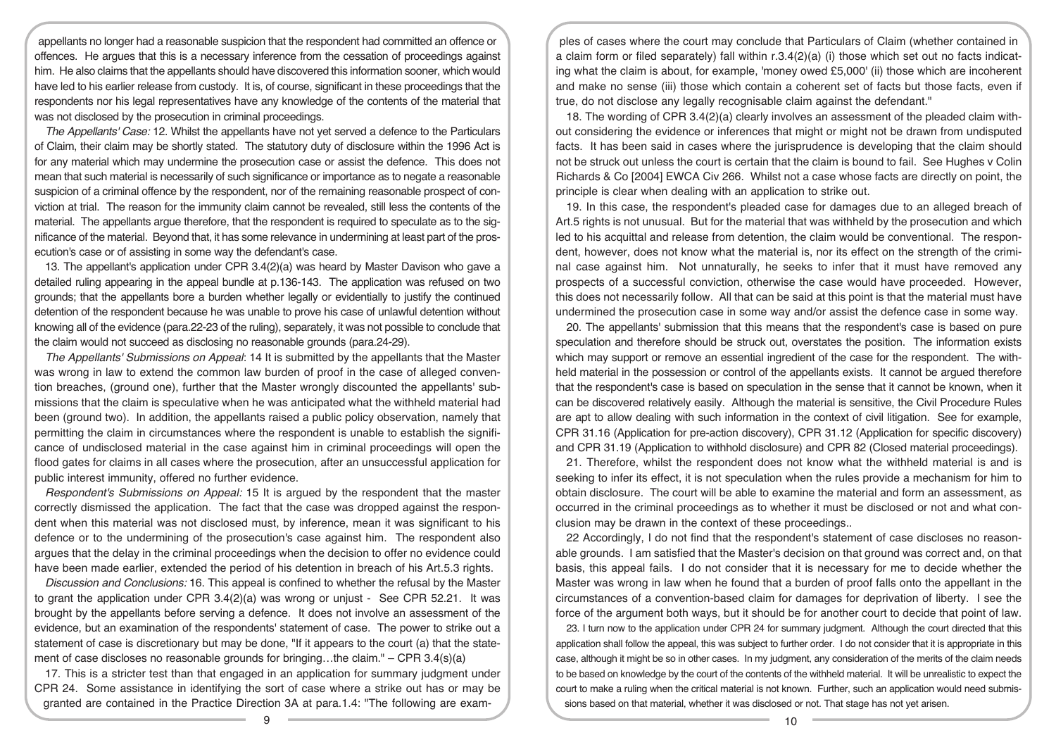appellants no longer had a reasonable suspicion that the respondent had committed an offence or offences. He argues that this is a necessary inference from the cessation of proceedings against him. He also claims that the appellants should have discovered this information sooner, which would have led to his earlier release from custody. It is, of course, significant in these proceedings that the respondents nor his legal representatives have any knowledge of the contents of the material that was not disclosed by the prosecution in criminal proceedings.

*The Appellants' Case:* 12. Whilst the appellants have not yet served a defence to the Particulars of Claim, their claim may be shortly stated. The statutory duty of disclosure within the 1996 Act is for any material which may undermine the prosecution case or assist the defence. This does not mean that such material is necessarily of such significance or importance as to negate a reasonable suspicion of a criminal offence by the respondent, nor of the remaining reasonable prospect of conviction at trial. The reason for the immunity claim cannot be revealed, still less the contents of the material. The appellants argue therefore, that the respondent is required to speculate as to the significance of the material. Beyond that, it has some relevance in undermining at least part of the prosecution's case or of assisting in some way the defendant's case.

13. The appellant's application under CPR 3.4(2)(a) was heard by Master Davison who gave a detailed ruling appearing in the appeal bundle at p.136-143. The application was refused on two grounds; that the appellants bore a burden whether legally or evidentially to justify the continued detention of the respondent because he was unable to prove his case of unlawful detention without knowing all of the evidence (para.22-23 of the ruling), separately, it was not possible to conclude that the claim would not succeed as disclosing no reasonable grounds (para.24-29).

*The Appellants' Submissions on Appeal*: 14 It is submitted by the appellants that the Master was wrong in law to extend the common law burden of proof in the case of alleged convention breaches, (ground one), further that the Master wrongly discounted the appellants' submissions that the claim is speculative when he was anticipated what the withheld material had been (ground two). In addition, the appellants raised a public policy observation, namely that permitting the claim in circumstances where the respondent is unable to establish the significance of undisclosed material in the case against him in criminal proceedings will open the flood gates for claims in all cases where the prosecution, after an unsuccessful application for public interest immunity, offered no further evidence.

*Respondent's Submissions on Appeal:* 15 It is argued by the respondent that the master correctly dismissed the application. The fact that the case was dropped against the respondent when this material was not disclosed must, by inference, mean it was significant to his defence or to the undermining of the prosecution's case against him. The respondent also argues that the delay in the criminal proceedings when the decision to offer no evidence could have been made earlier, extended the period of his detention in breach of his Art.5.3 rights.

*Discussion and Conclusions:* 16. This appeal is confined to whether the refusal by the Master to grant the application under CPR 3.4(2)(a) was wrong or unjust - See CPR 52.21. It was brought by the appellants before serving a defence. It does not involve an assessment of the evidence, but an examination of the respondents' statement of case. The power to strike out a statement of case is discretionary but may be done, "If it appears to the court (a) that the statement of case discloses no reasonable grounds for bringing…the claim." – CPR 3.4(s)(a)

17. This is a stricter test than that engaged in an application for summary judgment under CPR 24. Some assistance in identifying the sort of case where a strike out has or may be granted are contained in the Practice Direction 3A at para.1.4: "The following are examples of cases where the court may conclude that Particulars of Claim (whether contained in a claim form or filed separately) fall within r.3.4(2)(a) (i) those which set out no facts indicating what the claim is about, for example, 'money owed £5,000' (ii) those which are incoherent and make no sense (iii) those which contain a coherent set of facts but those facts, even if true, do not disclose any legally recognisable claim against the defendant."

18. The wording of CPR 3.4(2)(a) clearly involves an assessment of the pleaded claim without considering the evidence or inferences that might or might not be drawn from undisputed facts. It has been said in cases where the jurisprudence is developing that the claim should not be struck out unless the court is certain that the claim is bound to fail. See Hughes v Colin Richards & Co [2004] EWCA Civ 266. Whilst not a case whose facts are directly on point, the principle is clear when dealing with an application to strike out.

19. In this case, the respondent's pleaded case for damages due to an alleged breach of Art.5 rights is not unusual. But for the material that was withheld by the prosecution and which led to his acquittal and release from detention, the claim would be conventional. The respondent, however, does not know what the material is, nor its effect on the strength of the criminal case against him. Not unnaturally, he seeks to infer that it must have removed any prospects of a successful conviction, otherwise the case would have proceeded. However, this does not necessarily follow. All that can be said at this point is that the material must have undermined the prosecution case in some way and/or assist the defence case in some way.

20. The appellants' submission that this means that the respondent's case is based on pure speculation and therefore should be struck out, overstates the position. The information exists which may support or remove an essential ingredient of the case for the respondent. The withheld material in the possession or control of the appellants exists. It cannot be argued therefore that the respondent's case is based on speculation in the sense that it cannot be known, when it can be discovered relatively easily. Although the material is sensitive, the Civil Procedure Rules are apt to allow dealing with such information in the context of civil litigation. See for example, CPR 31.16 (Application for pre-action discovery), CPR 31.12 (Application for specific discovery) and CPR 31.19 (Application to withhold disclosure) and CPR 82 (Closed material proceedings).

21. Therefore, whilst the respondent does not know what the withheld material is and is seeking to infer its effect, it is not speculation when the rules provide a mechanism for him to obtain disclosure. The court will be able to examine the material and form an assessment, as occurred in the criminal proceedings as to whether it must be disclosed or not and what conclusion may be drawn in the context of these proceedings..

22 Accordingly, I do not find that the respondent's statement of case discloses no reasonable grounds. I am satisfied that the Master's decision on that ground was correct and, on that basis, this appeal fails. I do not consider that it is necessary for me to decide whether the Master was wrong in law when he found that a burden of proof falls onto the appellant in the circumstances of a convention-based claim for damages for deprivation of liberty. I see the force of the argument both ways, but it should be for another court to decide that point of law.

23. I turn now to the application under CPR 24 for summary judgment. Although the court directed that this application shall follow the appeal, this was subject to further order. I do not consider that it is appropriate in this case, although it might be so in other cases. In my judgment, any consideration of the merits of the claim needs to be based on knowledge by the court of the contents of the withheld material. It will be unrealistic to expect the court to make a ruling when the critical material is not known. Further, such an application would need submissions based on that material, whether it was disclosed or not. That stage has not yet arisen.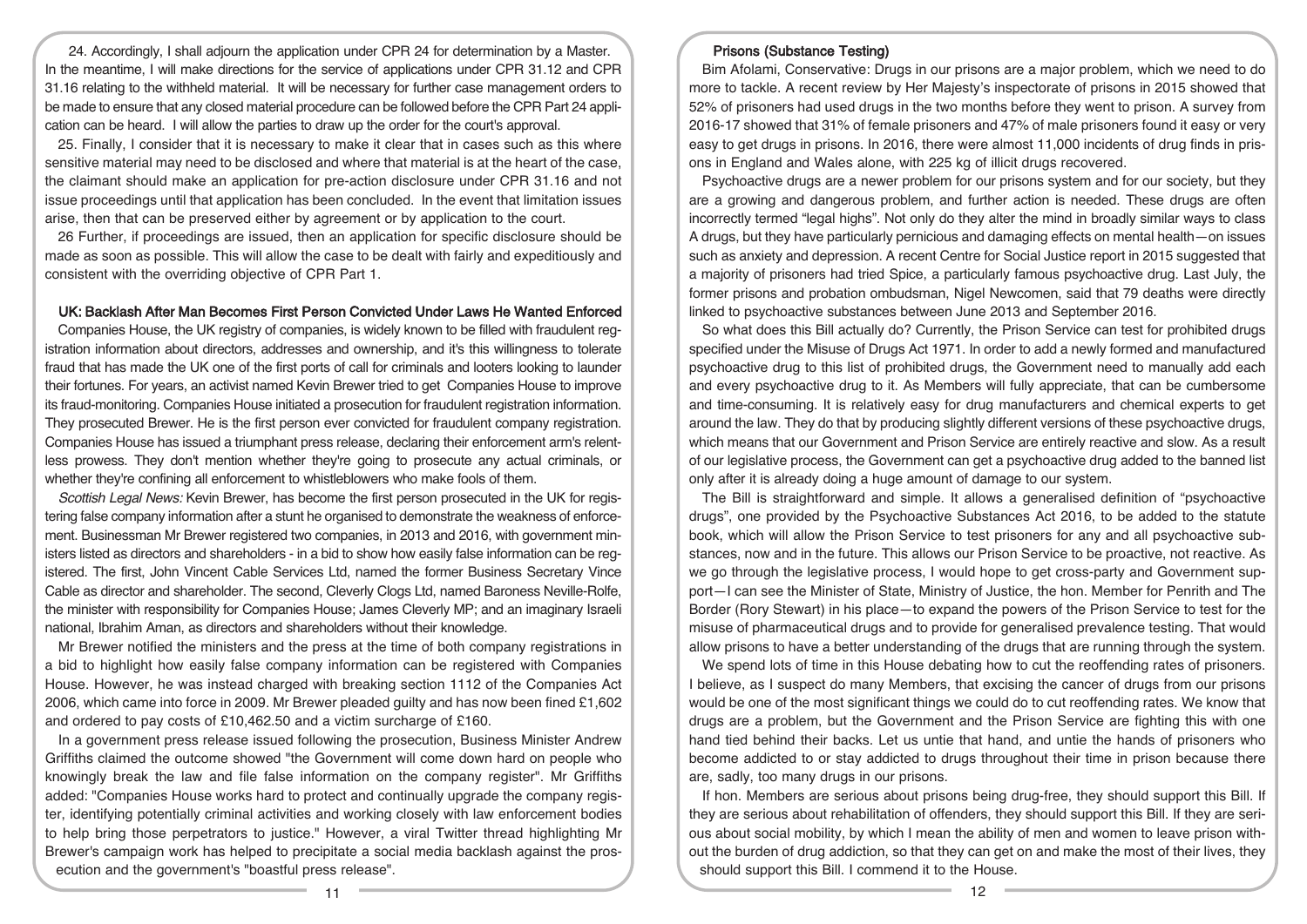24. Accordingly, I shall adjourn the application under CPR 24 for determination by a Master. In the meantime, I will make directions for the service of applications under CPR 31.12 and CPR 31.16 relating to the withheld material. It will be necessary for further case management orders to be made to ensure that any closed material procedure can be followed before the CPR Part 24 application can be heard. I will allow the parties to draw up the order for the court's approval.

25. Finally, I consider that it is necessary to make it clear that in cases such as this where sensitive material may need to be disclosed and where that material is at the heart of the case, the claimant should make an application for pre-action disclosure under CPR 31.16 and not issue proceedings until that application has been concluded. In the event that limitation issues arise, then that can be preserved either by agreement or by application to the court.

26 Further, if proceedings are issued, then an application for specific disclosure should be made as soon as possible. This will allow the case to be dealt with fairly and expeditiously and consistent with the overriding objective of CPR Part 1.

## UK: Backlash After Man Becomes First Person Convicted Under Laws He Wanted Enforced

Companies House, the UK registry of companies, is widely known to be filled with fraudulent registration information about directors, addresses and ownership, and it's this willingness to tolerate fraud that has made the UK one of the first ports of call for criminals and looters looking to launder their fortunes. For years, an activist named Kevin Brewer tried to get Companies House to improve its fraud-monitoring. Companies House initiated a prosecution for fraudulent registration information. They prosecuted Brewer. He is the first person ever convicted for fraudulent company registration. Companies House has issued a triumphant press release, declaring their enforcement arm's relentless prowess. They don't mention whether they're going to prosecute any actual criminals, or whether they're confining all enforcement to whistleblowers who make fools of them.

*Scottish Legal News:* Kevin Brewer, has become the first person prosecuted in the UK for registering false company information after a stunt he organised to demonstrate the weakness of enforcement. Businessman Mr Brewer registered two companies, in 2013 and 2016, with government ministers listed as directors and shareholders - in a bid to show how easily false information can be registered. The first, John Vincent Cable Services Ltd, named the former Business Secretary Vince Cable as director and shareholder. The second, Cleverly Clogs Ltd, named Baroness Neville-Rolfe, the minister with responsibility for Companies House; James Cleverly MP; and an imaginary Israeli national, Ibrahim Aman, as directors and shareholders without their knowledge.

Mr Brewer notified the ministers and the press at the time of both company registrations in a bid to highlight how easily false company information can be registered with Companies House. However, he was instead charged with breaking section 1112 of the Companies Act 2006, which came into force in 2009. Mr Brewer pleaded guilty and has now been fined £1,602 and ordered to pay costs of £10,462.50 and a victim surcharge of £160.

In a government press release issued following the prosecution, Business Minister Andrew Griffiths claimed the outcome showed "the Government will come down hard on people who knowingly break the law and file false information on the company register". Mr Griffiths added: "Companies House works hard to protect and continually upgrade the company register, identifying potentially criminal activities and working closely with law enforcement bodies to help bring those perpetrators to justice." However, a viral Twitter thread highlighting Mr Brewer's campaign work has helped to precipitate a social media backlash against the prosecution and the government's "boastful press release".

## Prisons (Substance Testing)

Bim Afolami, Conservative: Drugs in our prisons are a major problem, which we need to do more to tackle. A recent review by Her Majesty's inspectorate of prisons in 2015 showed that 52% of prisoners had used drugs in the two months before they went to prison. A survey from 2016-17 showed that 31% of female prisoners and 47% of male prisoners found it easy or very easy to get drugs in prisons. In 2016, there were almost 11,000 incidents of drug finds in prisons in England and Wales alone, with 225 kg of illicit drugs recovered.

Psychoactive drugs are a newer problem for our prisons system and for our society, but they are a growing and dangerous problem, and further action is needed. These drugs are often incorrectly termed "legal highs". Not only do they alter the mind in broadly similar ways to class A drugs, but they have particularly pernicious and damaging effects on mental health—on issues such as anxiety and depression. A recent Centre for Social Justice report in 2015 suggested that a majority of prisoners had tried Spice, a particularly famous psychoactive drug. Last July, the former prisons and probation ombudsman, Nigel Newcomen, said that 79 deaths were directly linked to psychoactive substances between June 2013 and September 2016.

So what does this Bill actually do? Currently, the Prison Service can test for prohibited drugs specified under the Misuse of Drugs Act 1971. In order to add a newly formed and manufactured psychoactive drug to this list of prohibited drugs, the Government need to manually add each and every psychoactive drug to it. As Members will fully appreciate, that can be cumbersome and time-consuming. It is relatively easy for drug manufacturers and chemical experts to get around the law. They do that by producing slightly different versions of these psychoactive drugs, which means that our Government and Prison Service are entirely reactive and slow. As a result of our legislative process, the Government can get a psychoactive drug added to the banned list only after it is already doing a huge amount of damage to our system.

The Bill is straightforward and simple. It allows a generalised definition of "psychoactive drugs", one provided by the Psychoactive Substances Act 2016, to be added to the statute book, which will allow the Prison Service to test prisoners for any and all psychoactive substances, now and in the future. This allows our Prison Service to be proactive, not reactive. As we go through the legislative process, I would hope to get cross-party and Government support—I can see the Minister of State, Ministry of Justice, the hon. Member for Penrith and The Border (Rory Stewart) in his place—to expand the powers of the Prison Service to test for the misuse of pharmaceutical drugs and to provide for generalised prevalence testing. That would allow prisons to have a better understanding of the drugs that are running through the system.

We spend lots of time in this House debating how to cut the reoffending rates of prisoners. I believe, as I suspect do many Members, that excising the cancer of drugs from our prisons would be one of the most significant things we could do to cut reoffending rates. We know that drugs are a problem, but the Government and the Prison Service are fighting this with one hand tied behind their backs. Let us untie that hand, and untie the hands of prisoners who become addicted to or stay addicted to drugs throughout their time in prison because there are, sadly, too many drugs in our prisons.

If hon. Members are serious about prisons being drug-free, they should support this Bill. If they are serious about rehabilitation of offenders, they should support this Bill. If they are serious about social mobility, by which I mean the ability of men and women to leave prison without the burden of drug addiction, so that they can get on and make the most of their lives, they should support this Bill. I commend it to the House.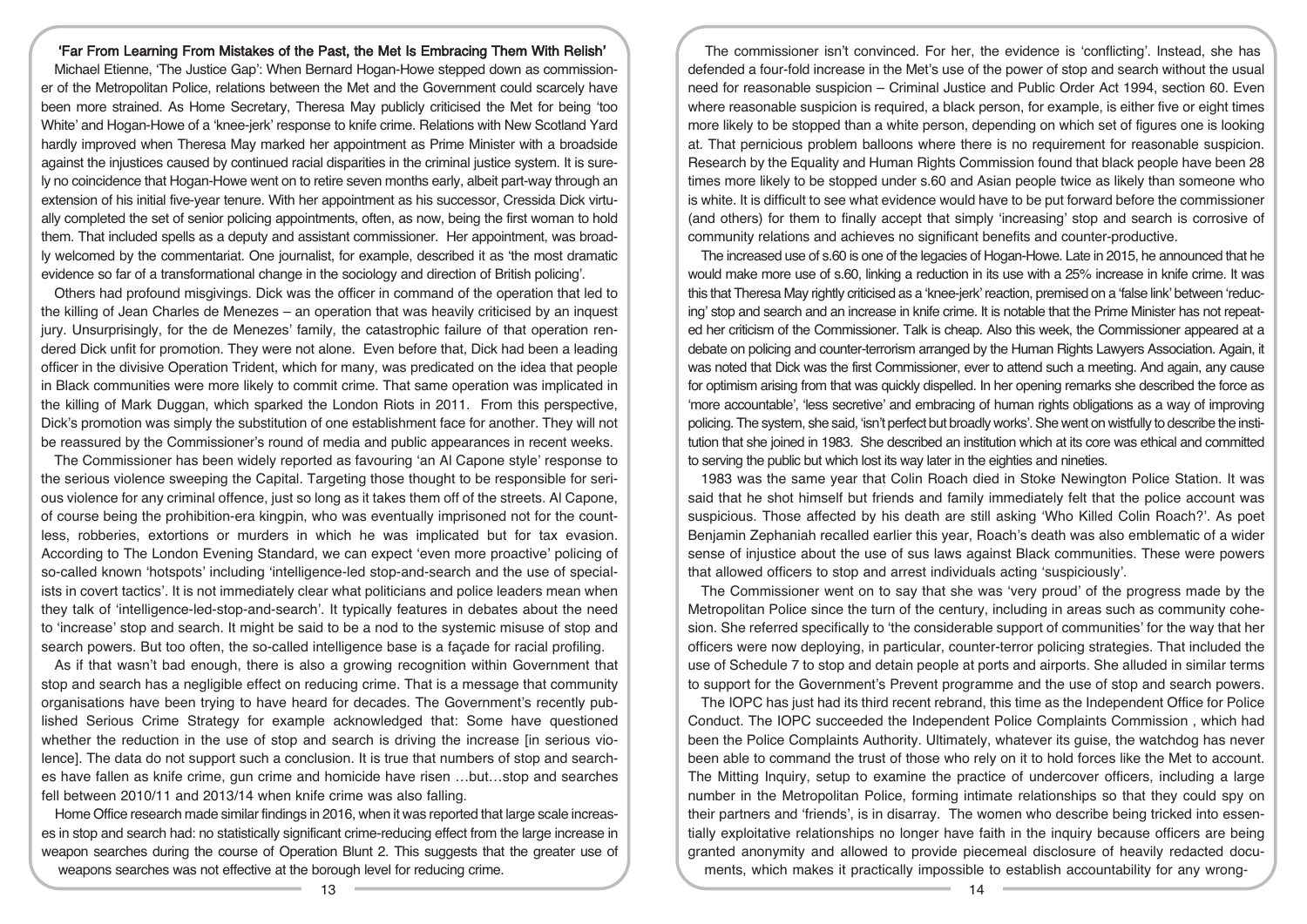## 'Far From Learning From Mistakes of the Past, the Met Is Embracing Them With Relish'

Michael Etienne, 'The Justice Gap': When Bernard Hogan-Howe stepped down as commissioner of the Metropolitan Police, relations between the Met and the Government could scarcely have been more strained. As Home Secretary, Theresa May publicly criticised the Met for being 'too White' and Hogan-Howe of a 'knee-jerk' response to knife crime. Relations with New Scotland Yard hardly improved when Theresa May marked her appointment as Prime Minister with a broadside against the injustices caused by continued racial disparities in the criminal justice system. It is surely no coincidence that Hogan-Howe went on to retire seven months early, albeit part-way through an extension of his initial five-year tenure. With her appointment as his successor, Cressida Dick virtually completed the set of senior policing appointments, often, as now, being the first woman to hold them. That included spells as a deputy and assistant commissioner. Her appointment, was broadly welcomed by the commentariat. One journalist, for example, described it as 'the most dramatic evidence so far of a transformational change in the sociology and direction of British policing'.

Others had profound misgivings. Dick was the officer in command of the operation that led to the killing of Jean Charles de Menezes – an operation that was heavily criticised by an inquest jury. Unsurprisingly, for the de Menezes' family, the catastrophic failure of that operation rendered Dick unfit for promotion. They were not alone. Even before that, Dick had been a leading officer in the divisive Operation Trident, which for many, was predicated on the idea that people in Black communities were more likely to commit crime. That same operation was implicated in the killing of Mark Duggan, which sparked the London Riots in 2011. From this perspective, Dick's promotion was simply the substitution of one establishment face for another. They will not be reassured by the Commissioner's round of media and public appearances in recent weeks.

The Commissioner has been widely reported as favouring 'an Al Capone style' response to the serious violence sweeping the Capital. Targeting those thought to be responsible for serious violence for any criminal offence, just so long as it takes them off of the streets. Al Capone, of course being the prohibition-era kingpin, who was eventually imprisoned not for the countless, robberies, extortions or murders in which he was implicated but for tax evasion. According to The London Evening Standard, we can expect 'even more proactive' policing of so-called known 'hotspots' including 'intelligence-led stop-and-search and the use of specialists in covert tactics'. It is not immediately clear what politicians and police leaders mean when they talk of 'intelligence-led-stop-and-search'. It typically features in debates about the need to 'increase' stop and search. It might be said to be a nod to the systemic misuse of stop and search powers. But too often, the so-called intelligence base is a façade for racial profiling.

As if that wasn't bad enough, there is also a growing recognition within Government that stop and search has a negligible effect on reducing crime. That is a message that community organisations have been trying to have heard for decades. The Government's recently published Serious Crime Strategy for example acknowledged that: Some have questioned whether the reduction in the use of stop and search is driving the increase [in serious violence]. The data do not support such a conclusion. It is true that numbers of stop and searches have fallen as knife crime, gun crime and homicide have risen …but…stop and searches fell between 2010/11 and 2013/14 when knife crime was also falling.

Home Office research made similar findings in 2016, when it was reported that large scale increases in stop and search had: no statistically significant crime-reducing effect from the large increase in weapon searches during the course of Operation Blunt 2. This suggests that the greater use of weapons searches was not effective at the borough level for reducing crime.

The commissioner isn't convinced. For her, the evidence is 'conflicting'. Instead, she has defended a four-fold increase in the Met's use of the power of stop and search without the usual need for reasonable suspicion – Criminal Justice and Public Order Act 1994, section 60. Even where reasonable suspicion is required, a black person, for example, is either five or eight times more likely to be stopped than a white person, depending on which set of figures one is looking at. That pernicious problem balloons where there is no requirement for reasonable suspicion. Research by the Equality and Human Rights Commission found that black people have been 28 times more likely to be stopped under s.60 and Asian people twice as likely than someone who is white. It is difficult to see what evidence would have to be put forward before the commissioner (and others) for them to finally accept that simply 'increasing' stop and search is corrosive of community relations and achieves no significant benefits and counter-productive.

The increased use of s.60 is one of the legacies of Hogan-Howe. Late in 2015, he announced that he would make more use of s.60, linking a reduction in its use with a 25% increase in knife crime. It was this that Theresa May rightly criticised as a 'knee-jerk' reaction, premised on a 'false link' between 'reducing' stop and search and an increase in knife crime. It is notable that the Prime Minister has not repeated her criticism of the Commissioner. Talk is cheap. Also this week, the Commissioner appeared at a debate on policing and counter-terrorism arranged by the Human Rights Lawyers Association. Again, it was noted that Dick was the first Commissioner, ever to attend such a meeting. And again, any cause for optimism arising from that was quickly dispelled. In her opening remarks she described the force as 'more accountable', 'less secretive' and embracing of human rights obligations as a way of improving policing. The system, she said, 'isn't perfect but broadly works'. She went on wistfully to describe the institution that she joined in 1983. She described an institution which at its core was ethical and committed to serving the public but which lost its way later in the eighties and nineties.

1983 was the same year that Colin Roach died in Stoke Newington Police Station. It was said that he shot himself but friends and family immediately felt that the police account was suspicious. Those affected by his death are still asking 'Who Killed Colin Roach?'. As poet Benjamin Zephaniah recalled earlier this year, Roach's death was also emblematic of a wider sense of injustice about the use of sus laws against Black communities. These were powers that allowed officers to stop and arrest individuals acting 'suspiciously'.

The Commissioner went on to say that she was 'very proud' of the progress made by the Metropolitan Police since the turn of the century, including in areas such as community cohesion. She referred specifically to 'the considerable support of communities' for the way that her officers were now deploying, in particular, counter-terror policing strategies. That included the use of Schedule 7 to stop and detain people at ports and airports. She alluded in similar terms to support for the Government's Prevent programme and the use of stop and search powers.

The IOPC has just had its third recent rebrand, this time as the Independent Office for Police Conduct. The IOPC succeeded the Independent Police Complaints Commission , which had been the Police Complaints Authority. Ultimately, whatever its guise, the watchdog has never been able to command the trust of those who rely on it to hold forces like the Met to account. The Mitting Inquiry, setup to examine the practice of undercover officers, including a large number in the Metropolitan Police, forming intimate relationships so that they could spy on their partners and 'friends', is in disarray. The women who describe being tricked into essentially exploitative relationships no longer have faith in the inquiry because officers are being granted anonymity and allowed to provide piecemeal disclosure of heavily redacted documents, which makes it practically impossible to establish accountability for any wrong-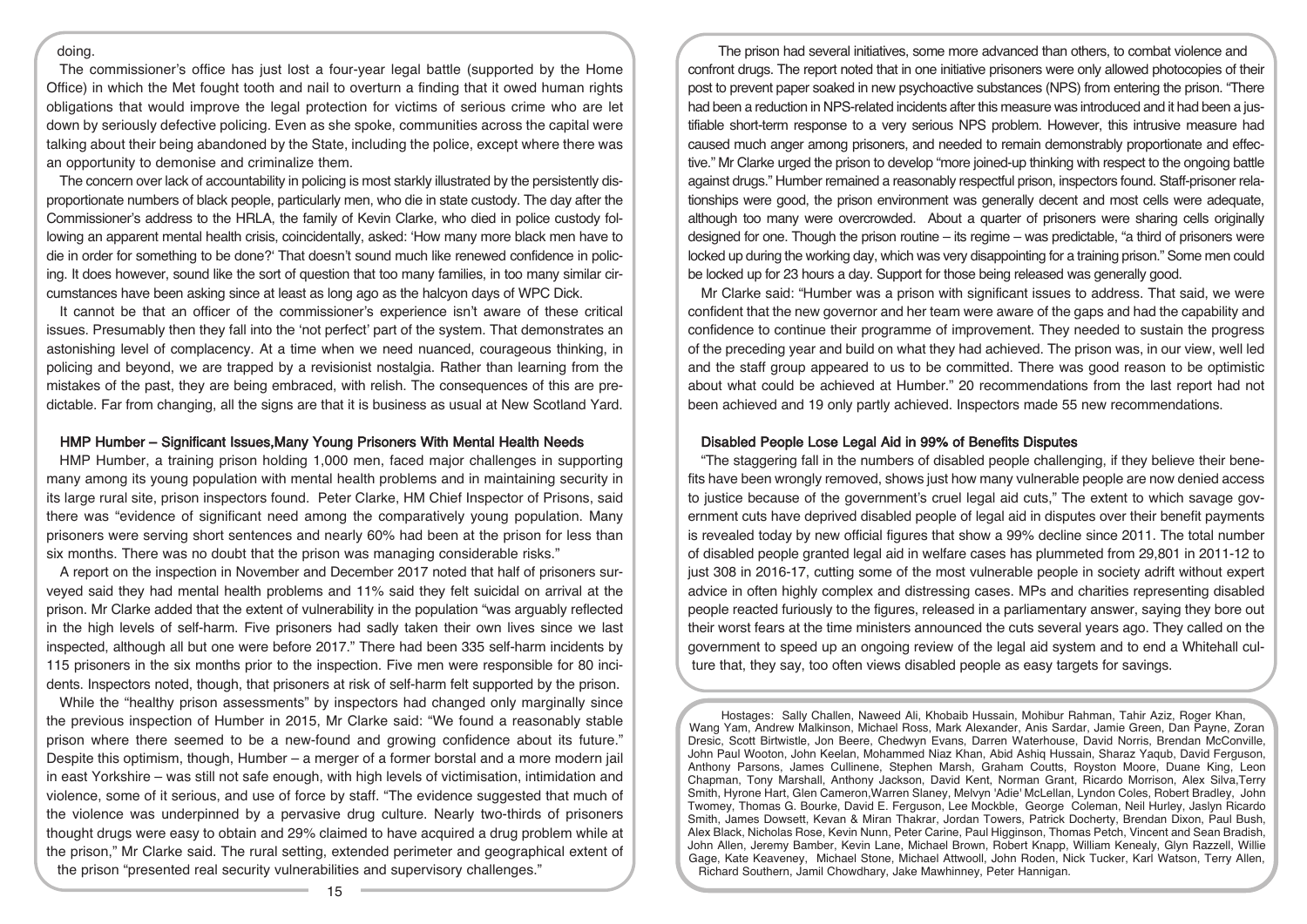doing.

The commissioner's office has just lost a four-year legal battle (supported by the Home Office) in which the Met fought tooth and nail to overturn a finding that it owed human rights obligations that would improve the legal protection for victims of serious crime who are let down by seriously defective policing. Even as she spoke, communities across the capital were talking about their being abandoned by the State, including the police, except where there was an opportunity to demonise and criminalize them.

The concern over lack of accountability in policing is most starkly illustrated by the persistently disproportionate numbers of black people, particularly men, who die in state custody. The day after the Commissioner's address to the HRLA, the family of Kevin Clarke, who died in police custody following an apparent mental health crisis, coincidentally, asked: 'How many more black men have to die in order for something to be done?' That doesn't sound much like renewed confidence in policing. It does however, sound like the sort of question that too many families, in too many similar circumstances have been asking since at least as long ago as the halcyon days of WPC Dick.

It cannot be that an officer of the commissioner's experience isn't aware of these critical issues. Presumably then they fall into the 'not perfect' part of the system. That demonstrates an astonishing level of complacency. At a time when we need nuanced, courageous thinking, in policing and beyond, we are trapped by a revisionist nostalgia. Rather than learning from the mistakes of the past, they are being embraced, with relish. The consequences of this are predictable. Far from changing, all the signs are that it is business as usual at New Scotland Yard.

## HMP Humber – Significant Issues, Many Young Prisoners With Mental Health Needs

HMP Humber, a training prison holding 1,000 men, faced major challenges in supporting many among its young population with mental health problems and in maintaining security in its large rural site, prison inspectors found. Peter Clarke, HM Chief Inspector of Prisons, said there was "evidence of significant need among the comparatively young population. Many prisoners were serving short sentences and nearly 60% had been at the prison for less than six months. There was no doubt that the prison was managing considerable risks."

A report on the inspection in November and December 2017 noted that half of prisoners surveyed said they had mental health problems and 11% said they felt suicidal on arrival at the prison. Mr Clarke added that the extent of vulnerability in the population "was arguably reflected in the high levels of self-harm. Five prisoners had sadly taken their own lives since we last inspected, although all but one were before 2017." There had been 335 self-harm incidents by 115 prisoners in the six months prior to the inspection. Five men were responsible for 80 incidents. Inspectors noted, though, that prisoners at risk of self-harm felt supported by the prison.

While the "healthy prison assessments" by inspectors had changed only marginally since the previous inspection of Humber in 2015, Mr Clarke said: "We found a reasonably stable prison where there seemed to be a new-found and growing confidence about its future." Despite this optimism, though, Humber – a merger of a former borstal and a more modern jail in east Yorkshire – was still not safe enough, with high levels of victimisation, intimidation and violence, some of it serious, and use of force by staff. "The evidence suggested that much of the violence was underpinned by a pervasive drug culture. Nearly two-thirds of prisoners thought drugs were easy to obtain and 29% claimed to have acquired a drug problem while at the prison," Mr Clarke said. The rural setting, extended perimeter and geographical extent of the prison "presented real security vulnerabilities and supervisory challenges."

The prison had several initiatives, some more advanced than others, to combat violence and confront drugs. The report noted that in one initiative prisoners were only allowed photocopies of their post to prevent paper soaked in new psychoactive substances (NPS) from entering the prison. "There had been a reduction in NPS-related incidents after this measure was introduced and it had been a justifiable short-term response to a very serious NPS problem. However, this intrusive measure had caused much anger among prisoners, and needed to remain demonstrably proportionate and effective." Mr Clarke urged the prison to develop "more joined-up thinking with respect to the ongoing battle against drugs." Humber remained a reasonably respectful prison, inspectors found. Staff-prisoner relationships were good, the prison environment was generally decent and most cells were adequate, although too many were overcrowded. About a quarter of prisoners were sharing cells originally designed for one. Though the prison routine – its regime – was predictable, "a third of prisoners were locked up during the working day, which was very disappointing for a training prison." Some men could be locked up for 23 hours a day. Support for those being released was generally good.

Mr Clarke said: "Humber was a prison with significant issues to address. That said, we were confident that the new governor and her team were aware of the gaps and had the capability and confidence to continue their programme of improvement. They needed to sustain the progress of the preceding year and build on what they had achieved. The prison was, in our view, well led and the staff group appeared to us to be committed. There was good reason to be optimistic about what could be achieved at Humber." 20 recommendations from the last report had not been achieved and 19 only partly achieved. Inspectors made 55 new recommendations.

## Disabled People Lose Legal Aid in 99% of Benefits Disputes

"The staggering fall in the numbers of disabled people challenging, if they believe their benefits have been wrongly removed, shows just how many vulnerable people are now denied access to justice because of the government's cruel legal aid cuts," The extent to which savage government cuts have deprived disabled people of legal aid in disputes over their benefit payments is revealed today by new official figures that show a 99% decline since 2011. The total number of disabled people granted legal aid in welfare cases has plummeted from 29,801 in 2011-12 to just 308 in 2016-17, cutting some of the most vulnerable people in society adrift without expert advice in often highly complex and distressing cases. MPs and charities representing disabled people reacted furiously to the figures, released in a parliamentary answer, saying they bore out their worst fears at the time ministers announced the cuts several years ago. They called on the government to speed up an ongoing review of the legal aid system and to end a Whitehall culture that, they say, too often views disabled people as easy targets for savings.

Hostages: Sally Challen, Naweed Ali, Khobaib Hussain, Mohibur Rahman, Tahir Aziz, Roger Khan, Wang Yam, Andrew Malkinson, Michael Ross, Mark Alexander, Anis Sardar, Jamie Green, Dan Payne, Zoran Dresic, Scott Birtwistle, Jon Beere, Chedwyn Evans, Darren Waterhouse, David Norris, Brendan McConville, John Paul Wooton, John Keelan, Mohammed Niaz Khan, Abid Ashiq Hussain, Sharaz Yaqub, David Ferguson, Anthony Parsons, James Cullinene, Stephen Marsh, Graham Coutts, Royston Moore, Duane King, Leon Chapman, Tony Marshall, Anthony Jackson, David Kent, Norman Grant, Ricardo Morrison, Alex Silva, Terry Smith, Hyrone Hart, Glen Cameron, Warren Slaney, Melvyn 'Adie' McLellan, Lyndon Coles, Robert Bradley, John Twomey, Thomas G. Bourke, David E. Ferguson, Lee Mockble, George Coleman, Neil Hurley, Jaslyn Ricardo Smith, James Dowsett, Kevan & Miran Thakrar, Jordan Towers, Patrick Docherty, Brendan Dixon, Paul Bush, Alex Black, Nicholas Rose, Kevin Nunn, Peter Carine, Paul Higginson, Thomas Petch, Vincent and Sean Bradish, John Allen, Jeremy Bamber, Kevin Lane, Michael Brown, Robert Knapp, William Kenealy, Glyn Razzell, Willie Gage, Kate Keaveney, Michael Stone, Michael Attwooll, John Roden, Nick Tucker, Karl Watson, Terry Allen, Richard Southern, Jamil Chowdhary, Jake Mawhinney, Peter Hannigan.